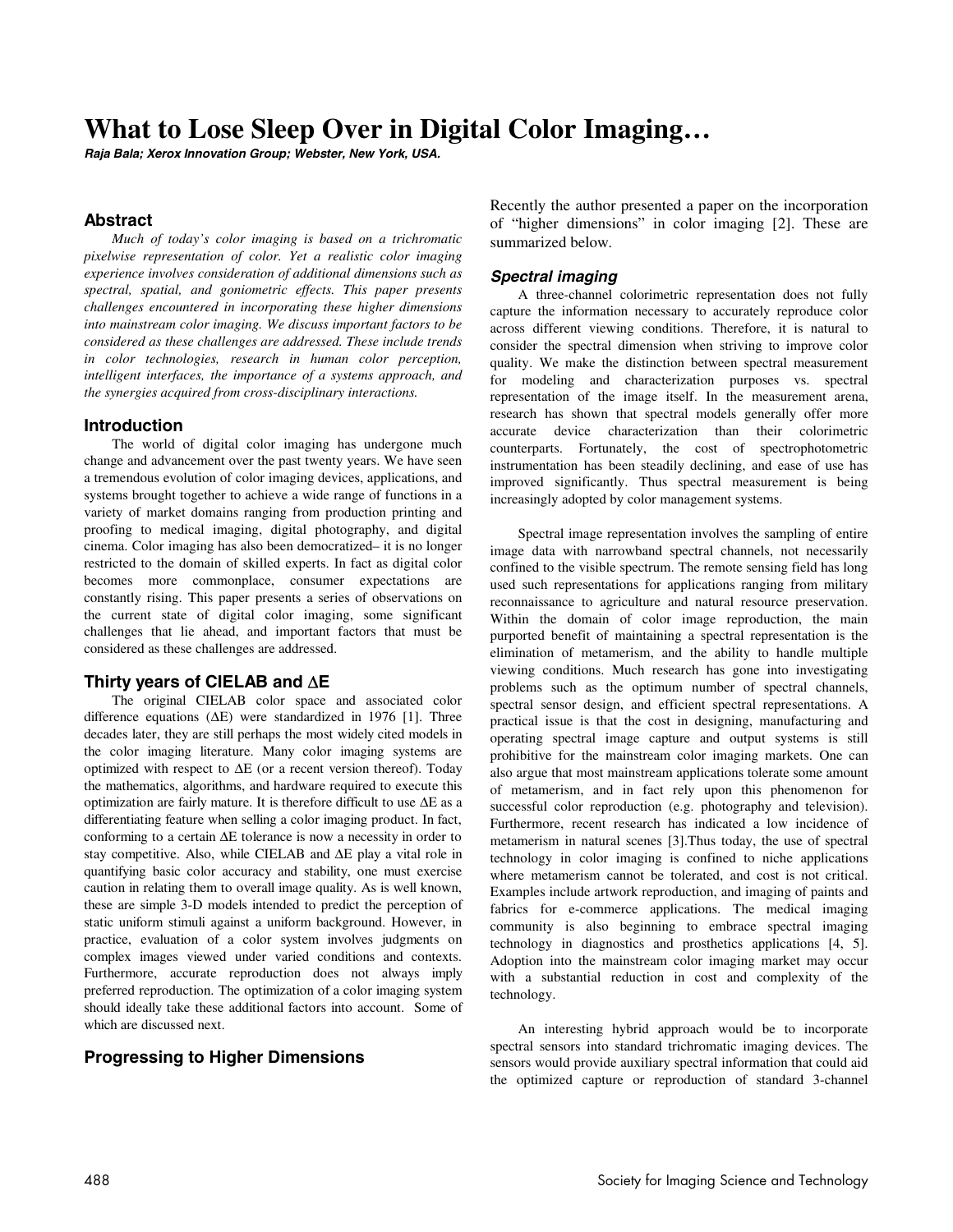# What to Lose Sleep Over in Digital Color Imaging…

***Raja Bala; Xerox Innovation Group; Webster, New York, USA.***

## Abstract

*Much of today's color imaging is based on a trichromatic pixelwise representation of color. Yet a realistic color imaging experience involves consideration of additional dimensions such as spectral, spatial, and goniometric effects. This paper presents challenges encountered in incorporating these higher dimensions into mainstream color imaging. We discuss important factors to be considered as these challenges are addressed. These include trends in color technologies, research in human color perception, intelligent interfaces, the importance of a systems approach, and the synergies acquired from cross-disciplinary interactions.*

## Introduction

The world of digital color imaging has undergone much change and advancement over the past twenty years. We have seen a tremendous evolution of color imaging devices, applications, and systems brought together to achieve a wide range of functions in a variety of market domains ranging from production printing and proofing to medical imaging, digital photography, and digital cinema. Color imaging has also been democratized– it is no longer restricted to the domain of skilled experts. In fact as digital color becomes more commonplace, consumer expectations are constantly rising. This paper presents a series of observations on the current state of digital color imaging, some significant challenges that lie ahead, and important factors that must be considered as these challenges are addressed.

## Thirty years of CIELAB and ΔE

The original CIELAB color space and associated color difference equations (ΔE) were standardized in 1976 [1]. Three decades later, they are still perhaps the most widely cited models in the color imaging literature. Many color imaging systems are optimized with respect to ΔE (or a recent version thereof). Today the mathematics, algorithms, and hardware required to execute this optimization are fairly mature. It is therefore difficult to use ΔE as a differentiating feature when selling a color imaging product. In fact, conforming to a certain ΔE tolerance is now a necessity in order to stay competitive. Also, while CIELAB and ΔE play a vital role in quantifying basic color accuracy and stability, one must exercise caution in relating them to overall image quality. As is well known, these are simple 3-D models intended to predict the perception of static uniform stimuli against a uniform background. However, in practice, evaluation of a color system involves judgments on complex images viewed under varied conditions and contexts. Furthermore, accurate reproduction does not always imply preferred reproduction. The optimization of a color imaging system should ideally take these additional factors into account. Some of which are discussed next.

## Progressing to Higher Dimensions

Recently the author presented a paper on the incorporation of "higher dimensions" in color imaging [2]. These are summarized below.

### *Spectral imaging*

A three-channel colorimetric representation does not fully capture the information necessary to accurately reproduce color across different viewing conditions. Therefore, it is natural to consider the spectral dimension when striving to improve color quality. We make the distinction between spectral measurement for modeling and characterization purposes vs. spectral representation of the image itself. In the measurement arena, research has shown that spectral models generally offer more accurate device characterization than their colorimetric counterparts. Fortunately, the cost of spectrophotometric instrumentation has been steadily declining, and ease of use has improved significantly. Thus spectral measurement is being increasingly adopted by color management systems.

Spectral image representation involves the sampling of entire image data with narrowband spectral channels, not necessarily confined to the visible spectrum. The remote sensing field has long used such representations for applications ranging from military reconnaissance to agriculture and natural resource preservation. Within the domain of color image reproduction, the main purported benefit of maintaining a spectral representation is the elimination of metamerism, and the ability to handle multiple viewing conditions. Much research has gone into investigating problems such as the optimum number of spectral channels, spectral sensor design, and efficient spectral representations. A practical issue is that the cost in designing, manufacturing and operating spectral image capture and output systems is still prohibitive for the mainstream color imaging markets. One can also argue that most mainstream applications tolerate some amount of metamerism, and in fact rely upon this phenomenon for successful color reproduction (e.g. photography and television). Furthermore, recent research has indicated a low incidence of metamerism in natural scenes [3].Thus today, the use of spectral technology in color imaging is confined to niche applications where metamerism cannot be tolerated, and cost is not critical. Examples include artwork reproduction, and imaging of paints and fabrics for e-commerce applications. The medical imaging community is also beginning to embrace spectral imaging technology in diagnostics and prosthetics applications [4, 5]. Adoption into the mainstream color imaging market may occur with a substantial reduction in cost and complexity of the technology.

An interesting hybrid approach would be to incorporate spectral sensors into standard trichromatic imaging devices. The sensors would provide auxiliary spectral information that could aid the optimized capture or reproduction of standard 3-channel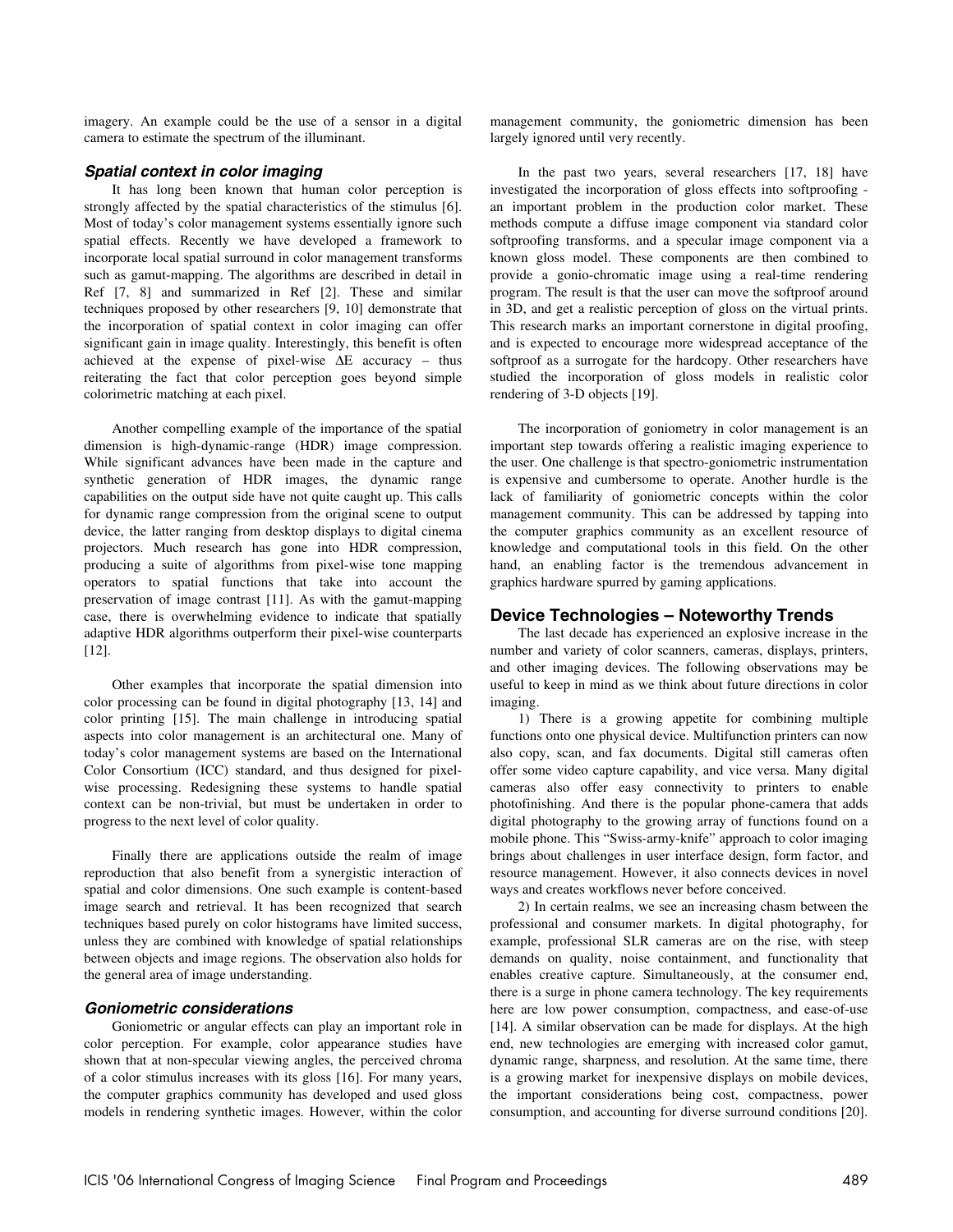imagery. An example could be the use of a sensor in a digital camera to estimate the spectrum of the illuminant.

### *Spatial context in color imaging*

It has long been known that human color perception is strongly affected by the spatial characteristics of the stimulus [6]. Most of today's color management systems essentially ignore such spatial effects. Recently we have developed a framework to incorporate local spatial surround in color management transforms such as gamut-mapping. The algorithms are described in detail in Ref [7, 8] and summarized in Ref [2]. These and similar techniques proposed by other researchers [9, 10] demonstrate that the incorporation of spatial context in color imaging can offer significant gain in image quality. Interestingly, this benefit is often achieved at the expense of pixel-wise $\Delta E$ accuracy – thus reiterating the fact that color perception goes beyond simple colorimetric matching at each pixel.

Another compelling example of the importance of the spatial dimension is high-dynamic-range (HDR) image compression. While significant advances have been made in the capture and synthetic generation of HDR images, the dynamic range capabilities on the output side have not quite caught up. This calls for dynamic range compression from the original scene to output device, the latter ranging from desktop displays to digital cinema projectors. Much research has gone into HDR compression, producing a suite of algorithms from pixel-wise tone mapping operators to spatial functions that take into account the preservation of image contrast [11]. As with the gamut-mapping case, there is overwhelming evidence to indicate that spatially adaptive HDR algorithms outperform their pixel-wise counterparts [12].

Other examples that incorporate the spatial dimension into color processing can be found in digital photography [13, 14] and color printing [15]. The main challenge in introducing spatial aspects into color management is an architectural one. Many of today's color management systems are based on the International Color Consortium (ICC) standard, and thus designed for pixel-wise processing. Redesigning these systems to handle spatial context can be non-trivial, but must be undertaken in order to progress to the next level of color quality.

Finally there are applications outside the realm of image reproduction that also benefit from a synergistic interaction of spatial and color dimensions. One such example is content-based image search and retrieval. It has been recognized that search techniques based purely on color histograms have limited success, unless they are combined with knowledge of spatial relationships between objects and image regions. The observation also holds for the general area of image understanding.

### *Goniometric considerations*

Goniometric or angular effects can play an important role in color perception. For example, color appearance studies have shown that at non-specular viewing angles, the perceived chroma of a color stimulus increases with its gloss [16]. For many years, the computer graphics community has developed and used gloss models in rendering synthetic images. However, within the color management community, the goniometric dimension has been largely ignored until very recently.

In the past two years, several researchers [17, 18] have investigated the incorporation of gloss effects into softproofing - an important problem in the production color market. These methods compute a diffuse image component via standard color softproofing transforms, and a specular image component via a known gloss model. These components are then combined to provide a gonio-chromatic image using a real-time rendering program. The result is that the user can move the softproof around in 3D, and get a realistic perception of gloss on the virtual prints. This research marks an important cornerstone in digital proofing, and is expected to encourage more widespread acceptance of the softproof as a surrogate for the hardcopy. Other researchers have studied the incorporation of gloss models in realistic color rendering of 3-D objects [19].

The incorporation of goniometry in color management is an important step towards offering a realistic imaging experience to the user. One challenge is that spectro-goniometric instrumentation is expensive and cumbersome to operate. Another hurdle is the lack of familiarity of goniometric concepts within the color management community. This can be addressed by tapping into the computer graphics community as an excellent resource of knowledge and computational tools in this field. On the other hand, an enabling factor is the tremendous advancement in graphics hardware spurred by gaming applications.

## Device Technologies – Noteworthy Trends

The last decade has experienced an explosive increase in the number and variety of color scanners, cameras, displays, printers, and other imaging devices. The following observations may be useful to keep in mind as we think about future directions in color imaging.

1) There is a growing appetite for combining multiple functions onto one physical device. Multifunction printers can now also copy, scan, and fax documents. Digital still cameras often offer some video capture capability, and vice versa. Many digital cameras also offer easy connectivity to printers to enable photofinishing. And there is the popular phone-camera that adds digital photography to the growing array of functions found on a mobile phone. This "Swiss-army-knife" approach to color imaging brings about challenges in user interface design, form factor, and resource management. However, it also connects devices in novel ways and creates workflows never before conceived.

2) In certain realms, we see an increasing chasm between the professional and consumer markets. In digital photography, for example, professional SLR cameras are on the rise, with steep demands on quality, noise containment, and functionality that enables creative capture. Simultaneously, at the consumer end, there is a surge in phone camera technology. The key requirements here are low power consumption, compactness, and ease-of-use [14]. A similar observation can be made for displays. At the high end, new technologies are emerging with increased color gamut, dynamic range, sharpness, and resolution. At the same time, there is a growing market for inexpensive displays on mobile devices, the important considerations being cost, compactness, power consumption, and accounting for diverse surround conditions [20].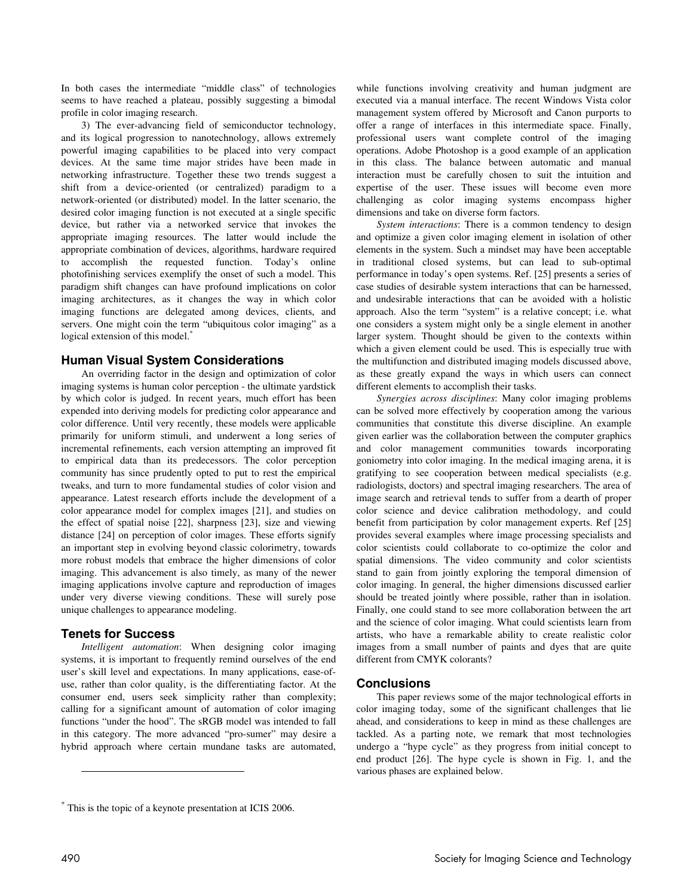In both cases the intermediate "middle class" of technologies seems to have reached a plateau, possibly suggesting a bimodal profile in color imaging research.

3) The ever-advancing field of semiconductor technology, and its logical progression to nanotechnology, allows extremely powerful imaging capabilities to be placed into very compact devices. At the same time major strides have been made in networking infrastructure. Together these two trends suggest a shift from a device-oriented (or centralized) paradigm to a network-oriented (or distributed) model. In the latter scenario, the desired color imaging function is not executed at a single specific device, but rather via a networked service that invokes the appropriate imaging resources. The latter would include the appropriate combination of devices, algorithms, hardware required to accomplish the requested function. Today's online photofinishing services exemplify the onset of such a model. This paradigm shift changes can have profound implications on color imaging architectures, as it changes the way in which color imaging functions are delegated among devices, clients, and servers. One might coin the term "ubiquitous color imaging" as a logical extension of this model.*

## Human Visual System Considerations

An overriding factor in the design and optimization of color imaging systems is human color perception - the ultimate yardstick by which color is judged. In recent years, much effort has been expended into deriving models for predicting color appearance and color difference. Until very recently, these models were applicable primarily for uniform stimuli, and underwent a long series of incremental refinements, each version attempting an improved fit to empirical data than its predecessors. The color perception community has since prudently opted to put to rest the empirical tweaks, and turn to more fundamental studies of color vision and appearance. Latest research efforts include the development of a color appearance model for complex images [21], and studies on the effect of spatial noise [22], sharpness [23], size and viewing distance [24] on perception of color images. These efforts signify an important step in evolving beyond classic colorimetry, towards more robust models that embrace the higher dimensions of color imaging. This advancement is also timely, as many of the newer imaging applications involve capture and reproduction of images under very diverse viewing conditions. These will surely pose unique challenges to appearance modeling.

## Tenets for Success

*Intelligent automation*: When designing color imaging systems, it is important to frequently remind ourselves of the end user's skill level and expectations. In many applications, ease-of-use, rather than color quality, is the differentiating factor. At the consumer end, users seek simplicity rather than complexity; calling for a significant amount of automation of color imaging functions "under the hood". The sRGB model was intended to fall in this category. The more advanced "pro-sumer" may desire a hybrid approach where certain mundane tasks are automated, while functions involving creativity and human judgment are executed via a manual interface. The recent Windows Vista color management system offered by Microsoft and Canon purports to offer a range of interfaces in this intermediate space. Finally, professional users want complete control of the imaging operations. Adobe Photoshop is a good example of an application in this class. The balance between automatic and manual interaction must be carefully chosen to suit the intuition and expertise of the user. These issues will become even more challenging as color imaging systems encompass higher dimensions and take on diverse form factors.

*System interactions*: There is a common tendency to design and optimize a given color imaging element in isolation of other elements in the system. Such a mindset may have been acceptable in traditional closed systems, but can lead to sub-optimal performance in today's open systems. Ref. [25] presents a series of case studies of desirable system interactions that can be harnessed, and undesirable interactions that can be avoided with a holistic approach. Also the term "system" is a relative concept; i.e. what one considers a system might only be a single element in another larger system. Thought should be given to the contexts within which a given element could be used. This is especially true with the multifunction and distributed imaging models discussed above, as these greatly expand the ways in which users can connect different elements to accomplish their tasks.

*Synergies across disciplines*: Many color imaging problems can be solved more effectively by cooperation among the various communities that constitute this diverse discipline. An example given earlier was the collaboration between the computer graphics and color management communities towards incorporating goniometry into color imaging. In the medical imaging arena, it is gratifying to see cooperation between medical specialists (e.g. radiologists, doctors) and spectral imaging researchers. The area of image search and retrieval tends to suffer from a dearth of proper color science and device calibration methodology, and could benefit from participation by color management experts. Ref [25] provides several examples where image processing specialists and color scientists could collaborate to co-optimize the color and spatial dimensions. The video community and color scientists stand to gain from jointly exploring the temporal dimension of color imaging. In general, the higher dimensions discussed earlier should be treated jointly where possible, rather than in isolation. Finally, one could stand to see more collaboration between the art and the science of color imaging. What could scientists learn from artists, who have a remarkable ability to create realistic color images from a small number of paints and dyes that are quite different from CMYK colorants?

## Conclusions

This paper reviews some of the major technological efforts in color imaging today, some of the significant challenges that lie ahead, and considerations to keep in mind as these challenges are tackled. As a parting note, we remark that most technologies undergo a "hype cycle" as they progress from initial concept to end product [26]. The hype cycle is shown in Fig. 1, and the various phases are explained below.

* This is the topic of a keynote presentation at ICIS 2006.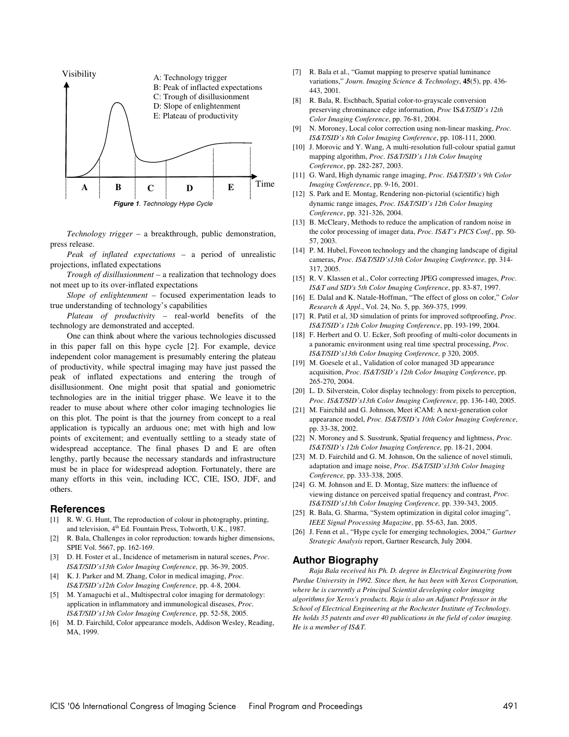Visibility

A: Technology trigger
B: Peak of inflacted expectations
C: Trough of disillusionment
D: Slope of enlightenment
E: Plateau of productivity

A B C D E Time

*Figure 1. Technology Hype Cycle*

*Technology trigger* – a breakthrough, public demonstration, press release.

*Peak of inflated expectations* – a period of unrealistic projections, inflated expectations

*Trough of disillusionment* – a realization that technology does not meet up to its over-inflated expectations

*Slope of enlightenment* – focused experimentation leads to true understanding of technology's capabilities

*Plateau of productivity* – real-world benefits of the technology are demonstrated and accepted.

One can think about where the various technologies discussed in this paper fall on this hype cycle [2]. For example, device independent color management is presumably entering the plateau of productivity, while spectral imaging may have just passed the peak of inflated expectations and entering the trough of disillusionment. One might posit that spatial and goniometric technologies are in the initial trigger phase. We leave it to the reader to muse about where other color imaging technologies lie on this plot. The point is that the journey from concept to a real application is typically an arduous one; met with high and low points of excitement; and eventually settling to a steady state of widespread acceptance. The final phases D and E are often lengthy, partly because the necessary standards and infrastructure must be in place for widespread adoption. Fortunately, there are many efforts in this vein, including ICC, CIE, ISO, JDF, and others.

## References

[1] R. W. G. Hunt, The reproduction of colour in photography, printing, and television, 4th Ed. Fountain Press, Tolworth, U.K., 1987.

[2] R. Bala, Challenges in color reproduction: towards higher dimensions, SPIE Vol. 5667, pp. 162-169.

[3] D. H. Foster et al., Incidence of metamerism in natural scenes, *Proc. IS&T/SID's13th Color Imaging Conference,* pp. 36-39, 2005.

[4] K. J. Parker and M. Zhang, Color in medical imaging, *Proc. IS&T/SID's12th Color Imaging Conference,* pp. 4-8, 2004.

[5] M. Yamaguchi et al., Multispectral color imaging for dermatology: application in inflammatory and immunological diseases, *Proc. IS&T/SID's13th Color Imaging Conference,* pp. 52-58, 2005.

[6] M. D. Fairchild, Color appearance models, Addison Wesley, Reading, MA, 1999.

[7] R. Bala et al., "Gamut mapping to preserve spatial luminance variations," *Journ. Imaging Science & Technology*, **45**(5), pp. 436-443, 2001.

[8] R. Bala, R. Eschbach, Spatial color-to-grayscale conversion preserving chrominance edge information, *Proc IS&T/SID's 12th Color Imaging Conference*, pp. 76-81, 2004.

[9] N. Moroney, Local color correction using non-linear masking, *Proc. IS&T/SID's 8th Color Imaging Conference*, pp. 108-111, 2000.

[10] J. Morovic and Y. Wang, A multi-resolution full-colour spatial gamut mapping algorithm, *Proc. IS&T/SID's 11th Color Imaging Conference*, pp. 282-287, 2003.

[11] G. Ward, High dynamic range imaging, *Proc. IS&T/SID's 9th Color Imaging Conference*, pp. 9-16, 2001.

[12] S. Park and E. Montag, Rendering non-pictorial (scientific) high dynamic range images, *Proc. IS&T/SID's 12th Color Imaging Conference*, pp. 321-326, 2004.

[13] B. McCleary, Methods to reduce the amplication of random noise in the color processing of imager data, *Proc. IS&T's PICS Conf.*, pp. 50-57, 2003.

[14] P. M. Hubel, Foveon technology and the changing landscape of digital cameras, *Proc. IS&T/SID's13th Color Imaging Conference,* pp. 314-317, 2005.

[15] R. V. Klassen et al., Color correcting JPEG compressed images, *Proc. IS&T and SID's 5th Color Imaging Conference*, pp. 83-87, 1997.

[16] E. Dalal and K. Natale-Hoffman, "The effect of gloss on color," *Color Research & Appl*., Vol. 24, No. 5, pp. 369-375, 1999.

[17] R. Patil et al, 3D simulation of prints for improved softproofing, *Proc. IS&T/SID's 12th Color Imaging Conference*, pp. 193-199, 2004.

[18] F. Herbert and O. U. Ecker, Soft proofing of multi-color documents in a panoramic environment using real time spectral processing, *Proc. IS&T/SID's13th Color Imaging Conference,* p 320, 2005.

[19] M. Goesele et al., Validation of color managed 3D appearance acquisition, *Proc. IS&T/SID's 12th Color Imaging Conference*, pp. 265-270, 2004.

[20] L. D. Silverstein, Color display technology: from pixels to perception, *Proc. IS&T/SID's13th Color Imaging Conference,* pp. 136-140, 2005.

[21] M. Fairchild and G. Johnson, Meet iCAM: A next-generation color appearance model, *Proc. IS&T/SID's 10th Color Imaging Conference*, pp. 33-38, 2002.

[22] N. Moroney and S. Susstrunk, Spatial frequency and lightness, *Proc. IS&T/SID's 12th Color Imaging Conference,* pp. 18-21, 2004.

[23] M. D. Fairchild and G. M. Johnson, On the salience of novel stimuli, adaptation and image noise, *Proc. IS&T/SID's13th Color Imaging Conference,* pp. 333-338, 2005.

[24] G. M. Johnson and E. D. Montag, Size matters: the influence of viewing distance on perceived spatial frequency and contrast, *Proc. IS&T/SID's13th Color Imaging Conference,* pp. 339-343, 2005.

[25] R. Bala, G. Sharma, "System optimization in digital color imaging", *IEEE Signal Processing Magazine*, pp. 55-63, Jan. 2005.

[26] J. Fenn et al., "Hype cycle for emerging technologies, 2004," *Gartner Strategic Analysis* report, Gartner Research, July 2004.

## Author Biography

*Raja Bala received his Ph. D. degree in Electrical Engineering from Purdue University in 1992. Since then, he has been with Xerox Corporation, where he is currently a Principal Scientist developing color imaging algorithms for Xerox's products. Raja is also an Adjunct Professor in the School of Electrical Engineering at the Rochester Institute of Technology. He holds 35 patents and over 40 publications in the field of color imaging. He is a member of IS&T.*